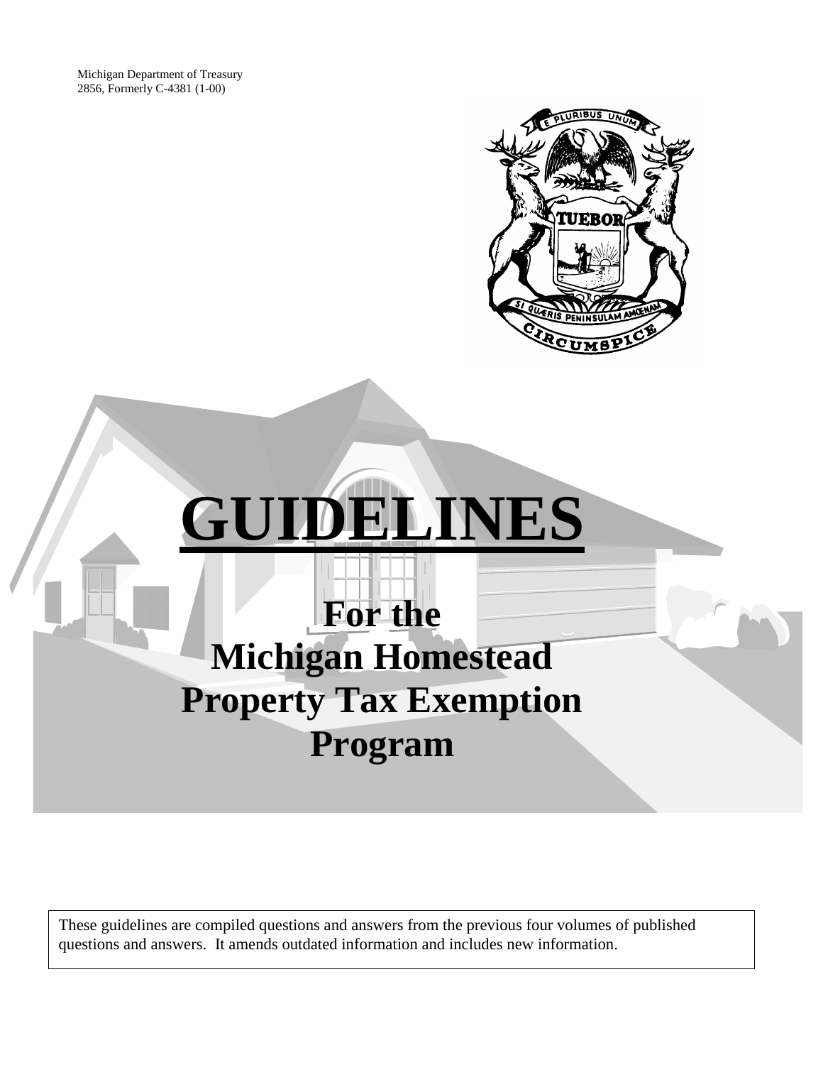Michigan Department of Treasury
2856, Formerly C-4381 (1-00)

# GUIDELINES

## For the Michigan Homestead Property Tax Exemption Program

These guidelines are compiled questions and answers from the previous four volumes of published questions and answers. It amends outdated information and includes new information.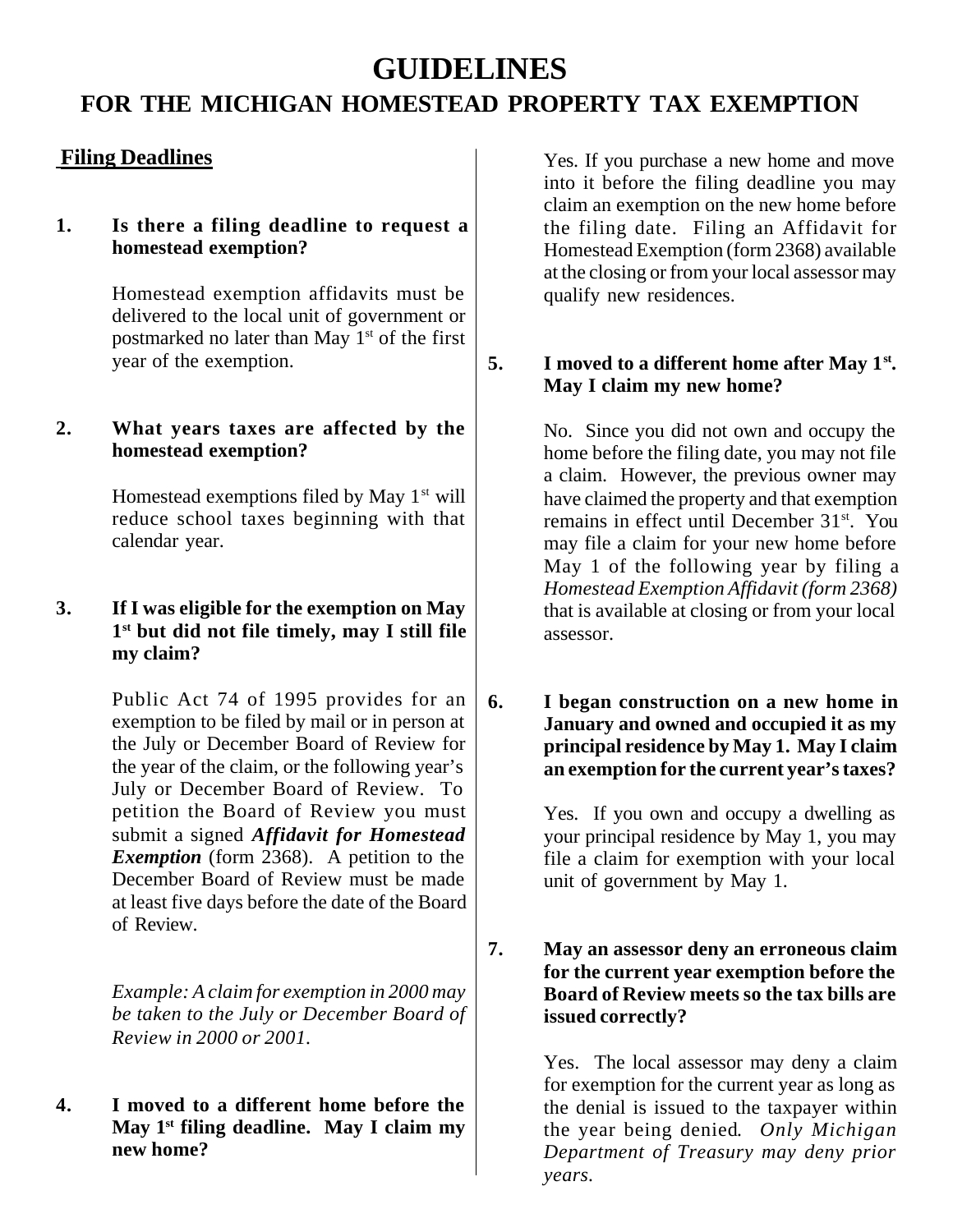# GUIDELINES

## FOR THE MICHIGAN HOMESTEAD PROPERTY TAX EXEMPTION

### Filing Deadlines

**1. Is there a filing deadline to request a homestead exemption?**

Homestead exemption affidavits must be delivered to the local unit of government or postmarked no later than May 1st of the first year of the exemption.

**2. What years taxes are affected by the homestead exemption?**

Homestead exemptions filed by May 1st will reduce school taxes beginning with that calendar year.

**3. If I was eligible for the exemption on May 1st but did not file timely, may I still file my claim?**

Public Act 74 of 1995 provides for an exemption to be filed by mail or in person at the July or December Board of Review for the year of the claim, or the following year's July or December Board of Review. To petition the Board of Review you must submit a signed ***Affidavit for Homestead Exemption*** (form 2368). A petition to the December Board of Review must be made at least five days before the date of the Board of Review.

*Example: A claim for exemption in 2000 may be taken to the July or December Board of Review in 2000 or 2001.*

**4. I moved to a different home before the May 1st filing deadline. May I claim my new home?**

Yes. If you purchase a new home and move into it before the filing deadline you may claim an exemption on the new home before the filing date. Filing an Affidavit for Homestead Exemption (form 2368) available at the closing or from your local assessor may qualify new residences.

**5. I moved to a different home after May 1st. May I claim my new home?**

No. Since you did not own and occupy the home before the filing date, you may not file a claim. However, the previous owner may have claimed the property and that exemption remains in effect until December 31st. You may file a claim for your new home before May 1 of the following year by filing a *Homestead Exemption Affidavit (form 2368)* that is available at closing or from your local assessor.

**6. I began construction on a new home in January and owned and occupied it as my principal residence by May 1. May I claim an exemption for the current year's taxes?**

Yes. If you own and occupy a dwelling as your principal residence by May 1, you may file a claim for exemption with your local unit of government by May 1.

**7. May an assessor deny an erroneous claim for the current year exemption before the Board of Review meets so the tax bills are issued correctly?**

Yes. The local assessor may deny a claim for exemption for the current year as long as the denial is issued to the taxpayer within the year being denied. *Only Michigan Department of Treasury may deny prior years.*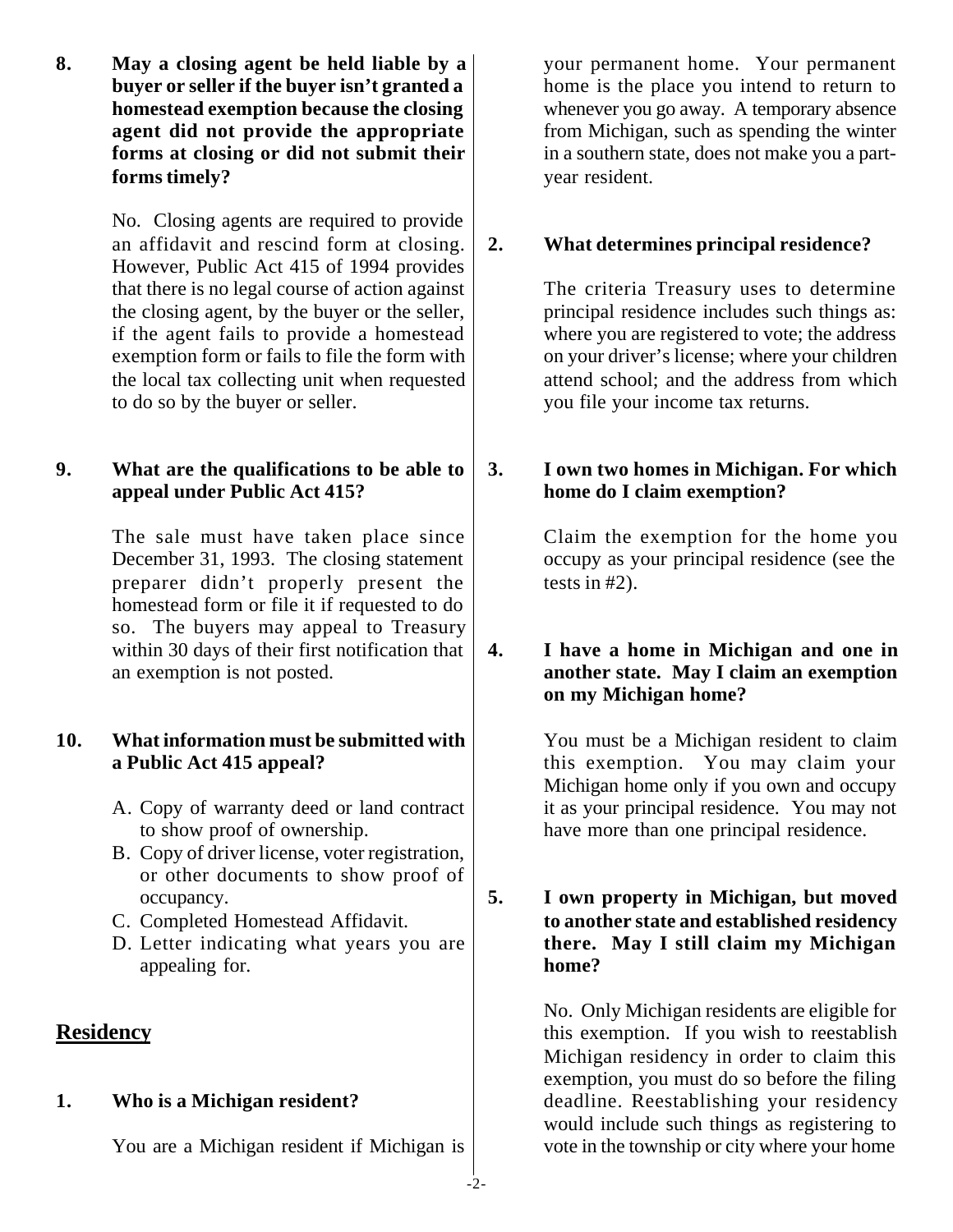**8. May a closing agent be held liable by a buyer or seller if the buyer isn't granted a homestead exemption because the closing agent did not provide the appropriate forms at closing or did not submit their forms timely?**

No. Closing agents are required to provide an affidavit and rescind form at closing. However, Public Act 415 of 1994 provides that there is no legal course of action against the closing agent, by the buyer or the seller, if the agent fails to provide a homestead exemption form or fails to file the form with the local tax collecting unit when requested to do so by the buyer or seller.

**9. What are the qualifications to be able to appeal under Public Act 415?**

The sale must have taken place since December 31, 1993. The closing statement preparer didn't properly present the homestead form or file it if requested to do so. The buyers may appeal to Treasury within 30 days of their first notification that an exemption is not posted.

**10. What information must be submitted with a Public Act 415 appeal?**

A. Copy of warranty deed or land contract to show proof of ownership.
B. Copy of driver license, voter registration, or other documents to show proof of occupancy.
C. Completed Homestead Affidavit.
D. Letter indicating what years you are appealing for.

## Residency

**1. Who is a Michigan resident?**

You are a Michigan resident if Michigan is your permanent home. Your permanent home is the place you intend to return to whenever you go away. A temporary absence from Michigan, such as spending the winter in a southern state, does not make you a part-year resident.

**2. What determines principal residence?**

The criteria Treasury uses to determine principal residence includes such things as: where you are registered to vote; the address on your driver's license; where your children attend school; and the address from which you file your income tax returns.

**3. I own two homes in Michigan. For which home do I claim exemption?**

Claim the exemption for the home you occupy as your principal residence (see the tests in #2).

**4. I have a home in Michigan and one in another state. May I claim an exemption on my Michigan home?**

You must be a Michigan resident to claim this exemption. You may claim your Michigan home only if you own and occupy it as your principal residence. You may not have more than one principal residence.

**5. I own property in Michigan, but moved to another state and established residency there. May I still claim my Michigan home?**

No. Only Michigan residents are eligible for this exemption. If you wish to reestablish Michigan residency in order to claim this exemption, you must do so before the filing deadline. Reestablishing your residency would include such things as registering to vote in the township or city where your home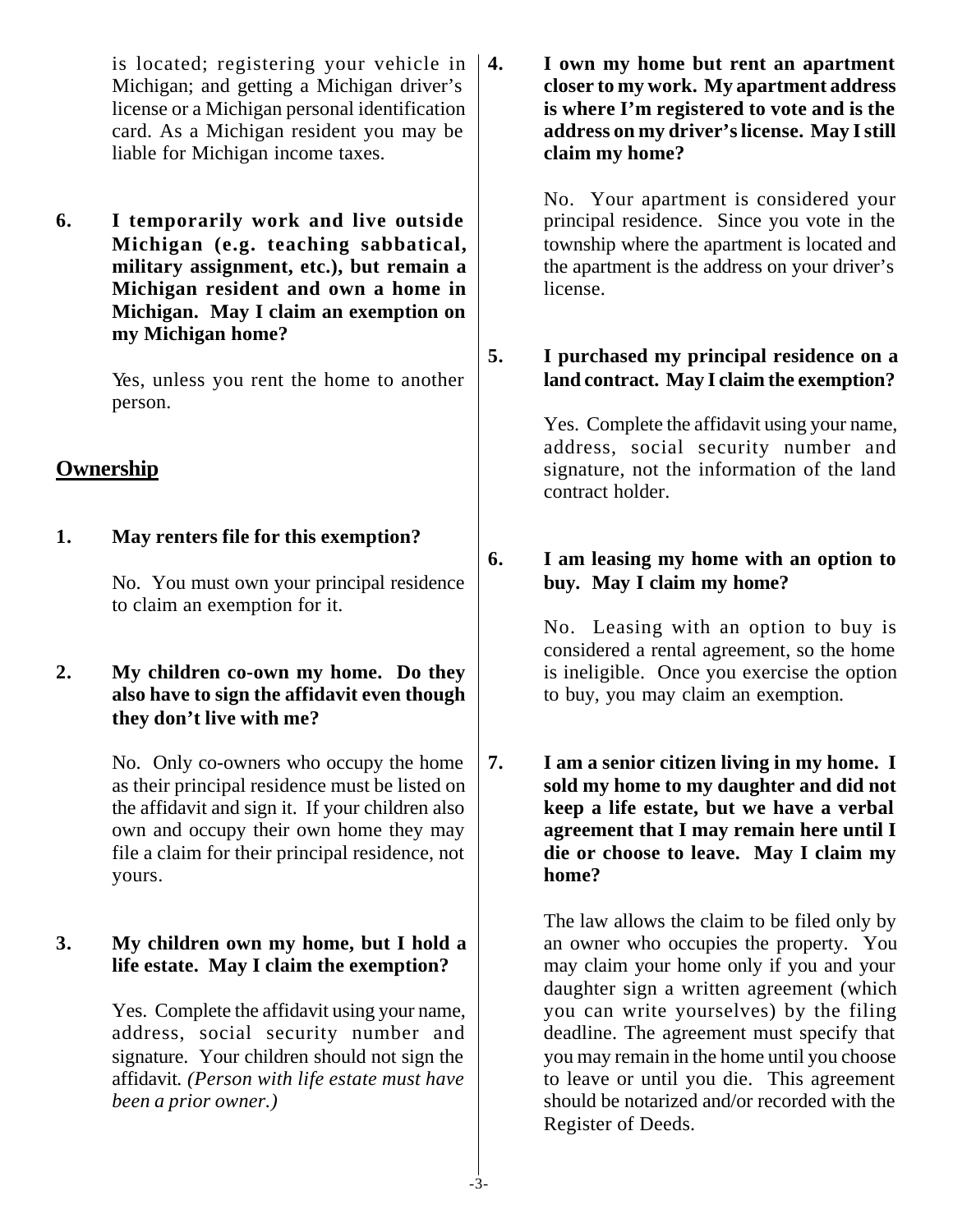is located; registering your vehicle in Michigan; and getting a Michigan driver's license or a Michigan personal identification card. As a Michigan resident you may be liable for Michigan income taxes.

**6. I temporarily work and live outside Michigan (e.g. teaching sabbatical, military assignment, etc.), but remain a Michigan resident and own a home in Michigan. May I claim an exemption on my Michigan home?**

Yes, unless you rent the home to another person.

## Ownership

**1. May renters file for this exemption?**

No. You must own your principal residence to claim an exemption for it.

**2. My children co-own my home. Do they also have to sign the affidavit even though they don't live with me?**

No. Only co-owners who occupy the home as their principal residence must be listed on the affidavit and sign it. If your children also own and occupy their own home they may file a claim for their principal residence, not yours.

**3. My children own my home, but I hold a life estate. May I claim the exemption?**

Yes. Complete the affidavit using your name, address, social security number and signature. Your children should not sign the affidavit. *(Person with life estate must have been a prior owner.)*

**4. I own my home but rent an apartment closer to my work. My apartment address is where I'm registered to vote and is the address on my driver's license. May I still claim my home?**

No. Your apartment is considered your principal residence. Since you vote in the township where the apartment is located and the apartment is the address on your driver's license.

**5. I purchased my principal residence on a land contract. May I claim the exemption?**

Yes. Complete the affidavit using your name, address, social security number and signature, not the information of the land contract holder.

**6. I am leasing my home with an option to buy. May I claim my home?**

No. Leasing with an option to buy is considered a rental agreement, so the home is ineligible. Once you exercise the option to buy, you may claim an exemption.

**7. I am a senior citizen living in my home. I sold my home to my daughter and did not keep a life estate, but we have a verbal agreement that I may remain here until I die or choose to leave. May I claim my home?**

The law allows the claim to be filed only by an owner who occupies the property. You may claim your home only if you and your daughter sign a written agreement (which you can write yourselves) by the filing deadline. The agreement must specify that you may remain in the home until you choose to leave or until you die. This agreement should be notarized and/or recorded with the Register of Deeds.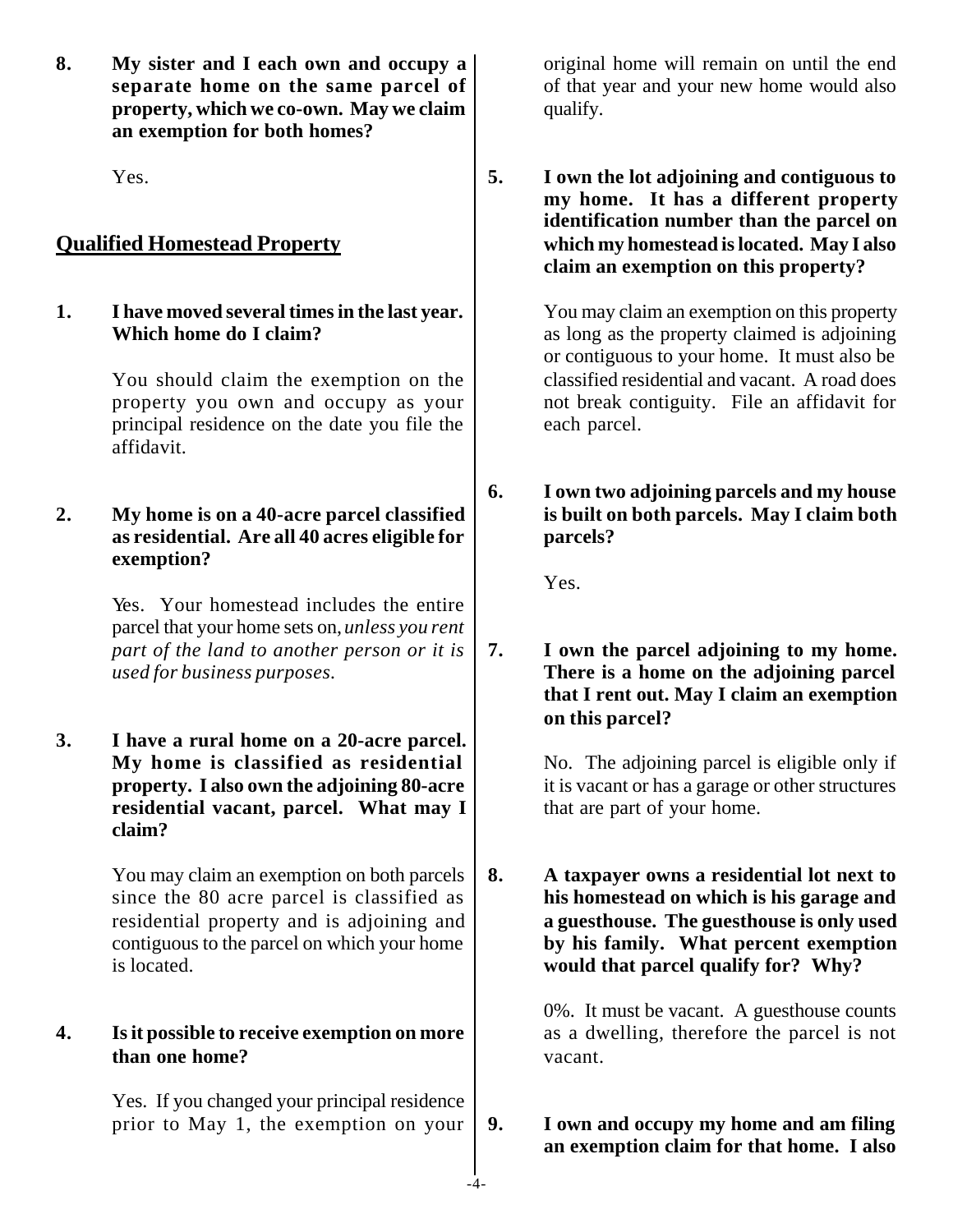**8. My sister and I each own and occupy a separate home on the same parcel of property, which we co-own. May we claim an exemption for both homes?**

Yes.

## Qualified Homestead Property

**1. I have moved several times in the last year. Which home do I claim?**

You should claim the exemption on the property you own and occupy as your principal residence on the date you file the affidavit.

**2. My home is on a 40-acre parcel classified as residential. Are all 40 acres eligible for exemption?**

Yes. Your homestead includes the entire parcel that your home sets on, *unless you rent part of the land to another person or it is used for business purposes.*

**3. I have a rural home on a 20-acre parcel. My home is classified as residential property. I also own the adjoining 80-acre residential vacant, parcel. What may I claim?**

You may claim an exemption on both parcels since the 80 acre parcel is classified as residential property and is adjoining and contiguous to the parcel on which your home is located.

**4. Is it possible to receive exemption on more than one home?**

Yes. If you changed your principal residence prior to May 1, the exemption on your original home will remain on until the end of that year and your new home would also qualify.

**5. I own the lot adjoining and contiguous to my home. It has a different property identification number than the parcel on which my homestead is located. May I also claim an exemption on this property?**

You may claim an exemption on this property as long as the property claimed is adjoining or contiguous to your home. It must also be classified residential and vacant. A road does not break contiguity. File an affidavit for each parcel.

**6. I own two adjoining parcels and my house is built on both parcels. May I claim both parcels?**

Yes.

**7. I own the parcel adjoining to my home. There is a home on the adjoining parcel that I rent out. May I claim an exemption on this parcel?**

No. The adjoining parcel is eligible only if it is vacant or has a garage or other structures that are part of your home.

**8. A taxpayer owns a residential lot next to his homestead on which is his garage and a guesthouse. The guesthouse is only used by his family. What percent exemption would that parcel qualify for? Why?**

0%. It must be vacant. A guesthouse counts as a dwelling, therefore the parcel is not vacant.

**9. I own and occupy my home and am filing an exemption claim for that home. I also**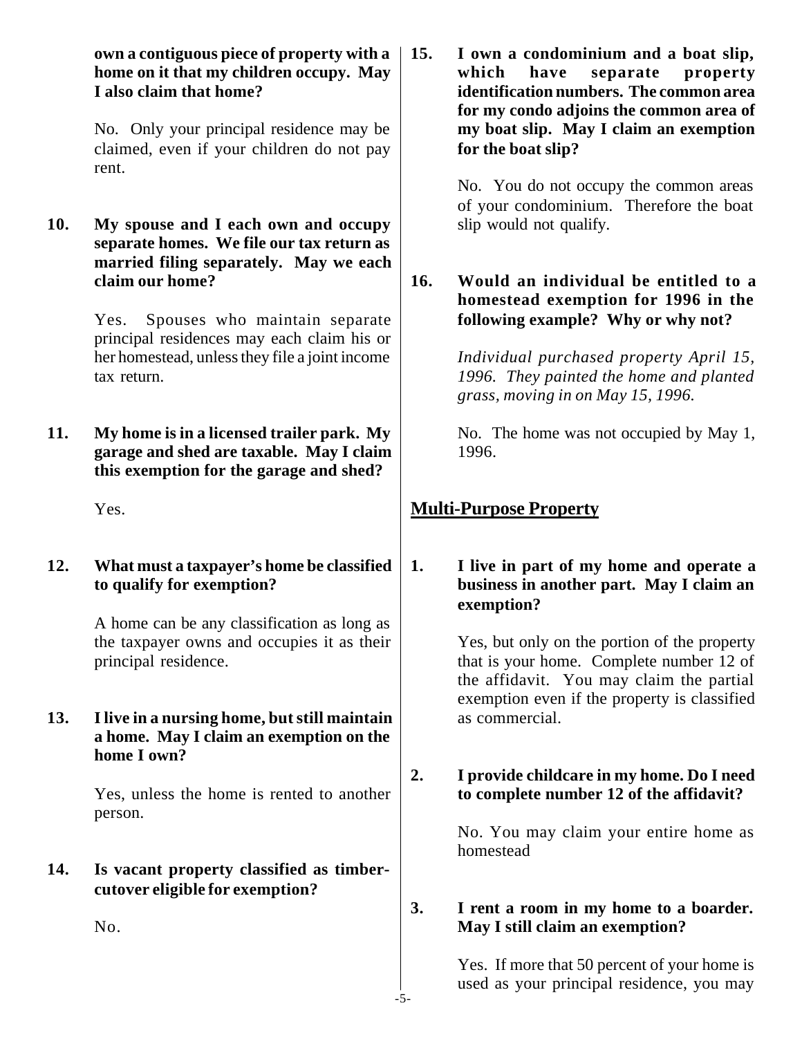**own a contiguous piece of property with a home on it that my children occupy. May I also claim that home?**

No. Only your principal residence may be claimed, even if your children do not pay rent.

**10. My spouse and I each own and occupy separate homes. We file our tax return as married filing separately. May we each claim our home?**

Yes. Spouses who maintain separate principal residences may each claim his or her homestead, unless they file a joint income tax return.

**11. My home is in a licensed trailer park. My garage and shed are taxable. May I claim this exemption for the garage and shed?**

Yes.

**12. What must a taxpayer's home be classified to qualify for exemption?**

A home can be any classification as long as the taxpayer owns and occupies it as their principal residence.

**13. I live in a nursing home, but still maintain a home. May I claim an exemption on the home I own?**

Yes, unless the home is rented to another person.

**14. Is vacant property classified as timber-cutover eligible for exemption?**

No.

**15. I own a condominium and a boat slip, which have separate property identification numbers. The common area for my condo adjoins the common area of my boat slip. May I claim an exemption for the boat slip?**

No. You do not occupy the common areas of your condominium. Therefore the boat slip would not qualify.

**16. Would an individual be entitled to a homestead exemption for 1996 in the following example? Why or why not?**

*Individual purchased property April 15, 1996. They painted the home and planted grass, moving in on May 15, 1996.*

No. The home was not occupied by May 1, 1996.

## Multi-Purpose Property

**1. I live in part of my home and operate a business in another part. May I claim an exemption?**

Yes, but only on the portion of the property that is your home. Complete number 12 of the affidavit. You may claim the partial exemption even if the property is classified as commercial.

**2. I provide childcare in my home. Do I need to complete number 12 of the affidavit?**

No. You may claim your entire home as homestead

**3. I rent a room in my home to a boarder. May I still claim an exemption?**

Yes. If more that 50 percent of your home is used as your principal residence, you may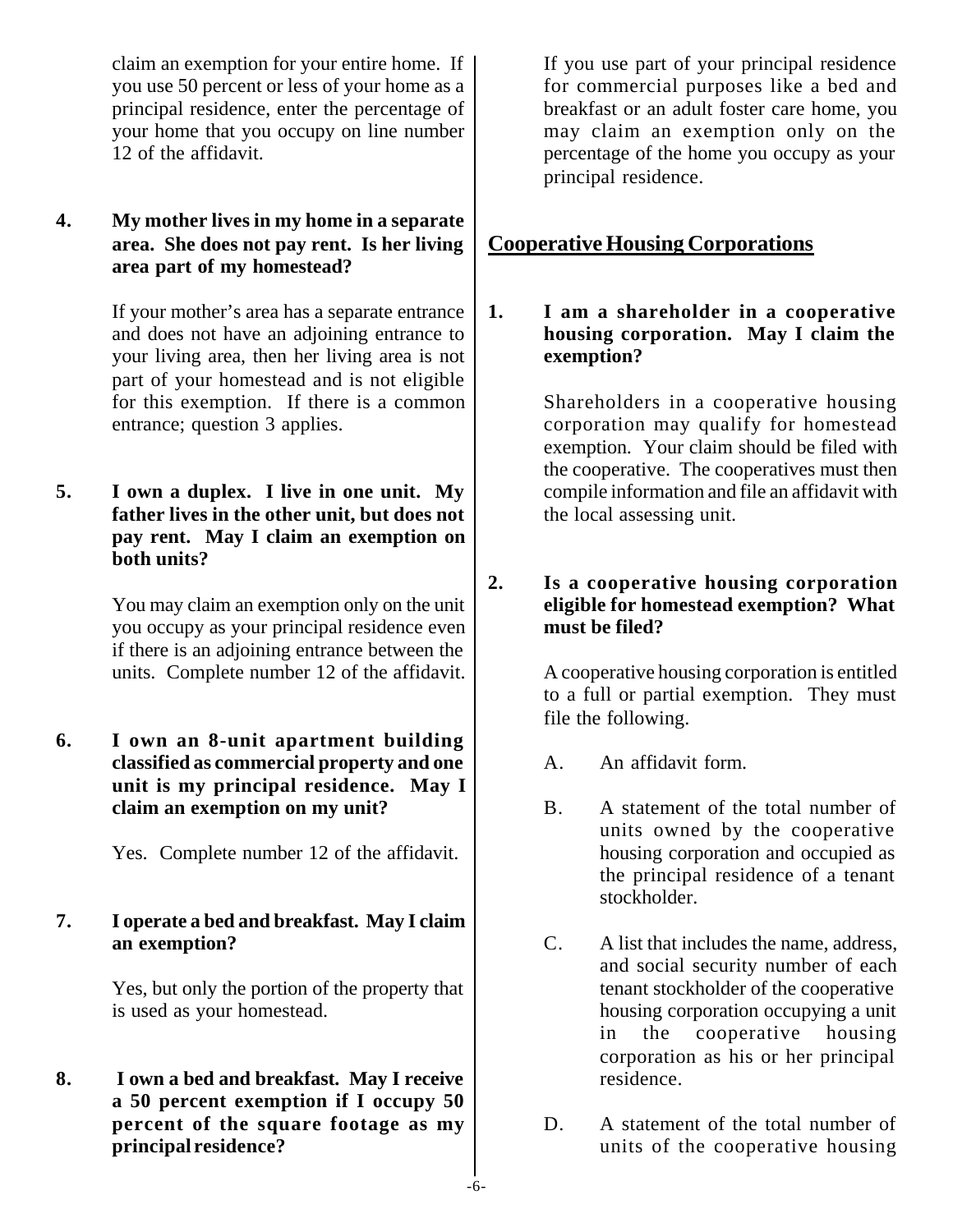claim an exemption for your entire home. If you use 50 percent or less of your home as a principal residence, enter the percentage of your home that you occupy on line number 12 of the affidavit.

**4. My mother lives in my home in a separate area. She does not pay rent. Is her living area part of my homestead?**

If your mother's area has a separate entrance and does not have an adjoining entrance to your living area, then her living area is not part of your homestead and is not eligible for this exemption. If there is a common entrance; question 3 applies.

**5. I own a duplex. I live in one unit. My father lives in the other unit, but does not pay rent. May I claim an exemption on both units?**

You may claim an exemption only on the unit you occupy as your principal residence even if there is an adjoining entrance between the units. Complete number 12 of the affidavit.

**6. I own an 8-unit apartment building classified as commercial property and one unit is my principal residence. May I claim an exemption on my unit?**

Yes. Complete number 12 of the affidavit.

**7. I operate a bed and breakfast. May I claim an exemption?**

Yes, but only the portion of the property that is used as your homestead.

**8. I own a bed and breakfast. May I receive a 50 percent exemption if I occupy 50 percent of the square footage as my principal residence?**

If you use part of your principal residence for commercial purposes like a bed and breakfast or an adult foster care home, you may claim an exemption only on the percentage of the home you occupy as your principal residence.

## Cooperative Housing Corporations

**1. I am a shareholder in a cooperative housing corporation. May I claim the exemption?**

Shareholders in a cooperative housing corporation may qualify for homestead exemption. Your claim should be filed with the cooperative. The cooperatives must then compile information and file an affidavit with the local assessing unit.

**2. Is a cooperative housing corporation eligible for homestead exemption? What must be filed?**

A cooperative housing corporation is entitled to a full or partial exemption. They must file the following.

A. An affidavit form.

B. A statement of the total number of units owned by the cooperative housing corporation and occupied as the principal residence of a tenant stockholder.

C. A list that includes the name, address, and social security number of each tenant stockholder of the cooperative housing corporation occupying a unit in the cooperative housing corporation as his or her principal residence.

D. A statement of the total number of units of the cooperative housing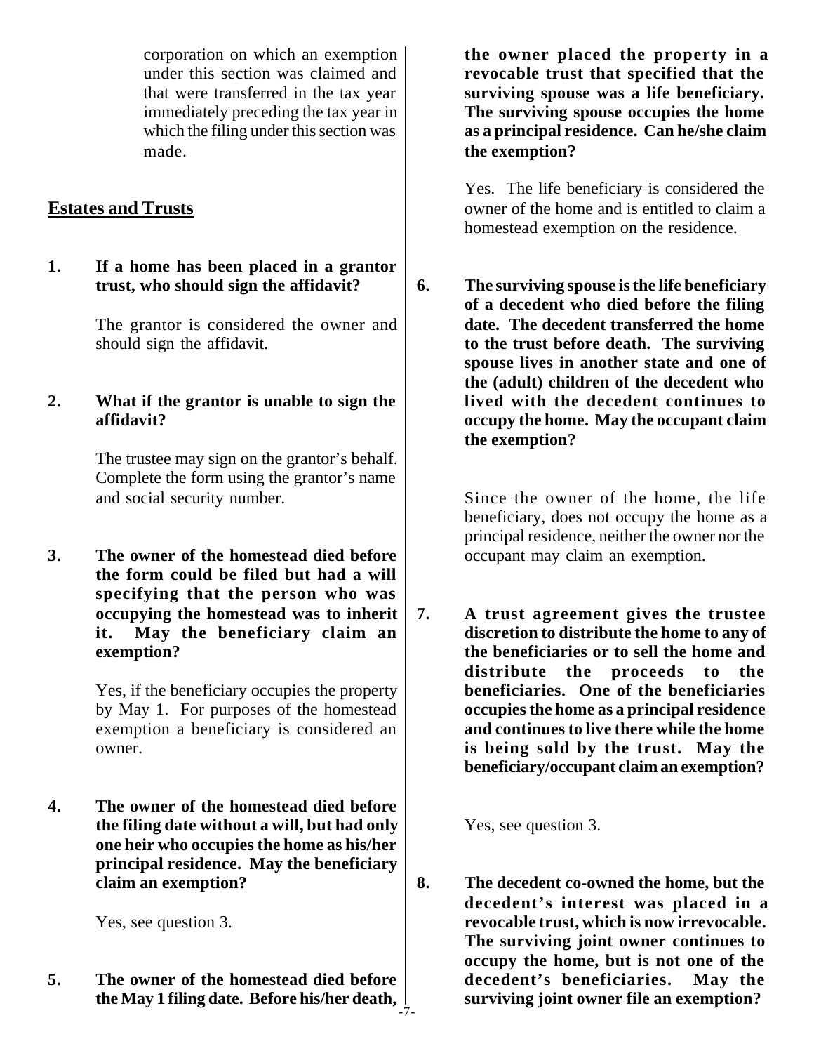corporation on which an exemption under this section was claimed and that were transferred in the tax year immediately preceding the tax year in which the filing under this section was made.

## Estates and Trusts

**1. If a home has been placed in a grantor trust, who should sign the affidavit?**

The grantor is considered the owner and should sign the affidavit.

**2. What if the grantor is unable to sign the affidavit?**

The trustee may sign on the grantor's behalf. Complete the form using the grantor's name and social security number.

**3. The owner of the homestead died before the form could be filed but had a will specifying that the person who was occupying the homestead was to inherit it. May the beneficiary claim an exemption?**

Yes, if the beneficiary occupies the property by May 1. For purposes of the homestead exemption a beneficiary is considered an owner.

**4. The owner of the homestead died before the filing date without a will, but had only one heir who occupies the home as his/her principal residence. May the beneficiary claim an exemption?**

Yes, see question 3.

**5. The owner of the homestead died before the May 1 filing date. Before his/her death, the owner placed the property in a revocable trust that specified that the surviving spouse was a life beneficiary. The surviving spouse occupies the home as a principal residence. Can he/she claim the exemption?**

Yes. The life beneficiary is considered the owner of the home and is entitled to claim a homestead exemption on the residence.

**6. The surviving spouse is the life beneficiary of a decedent who died before the filing date. The decedent transferred the home to the trust before death. The surviving spouse lives in another state and one of the (adult) children of the decedent who lived with the decedent continues to occupy the home. May the occupant claim the exemption?**

Since the owner of the home, the life beneficiary, does not occupy the home as a principal residence, neither the owner nor the occupant may claim an exemption.

**7. A trust agreement gives the trustee discretion to distribute the home to any of the beneficiaries or to sell the home and distribute the proceeds to the beneficiaries. One of the beneficiaries occupies the home as a principal residence and continues to live there while the home is being sold by the trust. May the beneficiary/occupant claim an exemption?**

Yes, see question 3.

**8. The decedent co-owned the home, but the decedent's interest was placed in a revocable trust, which is now irrevocable. The surviving joint owner continues to occupy the home, but is not one of the decedent's beneficiaries. May the surviving joint owner file an exemption?**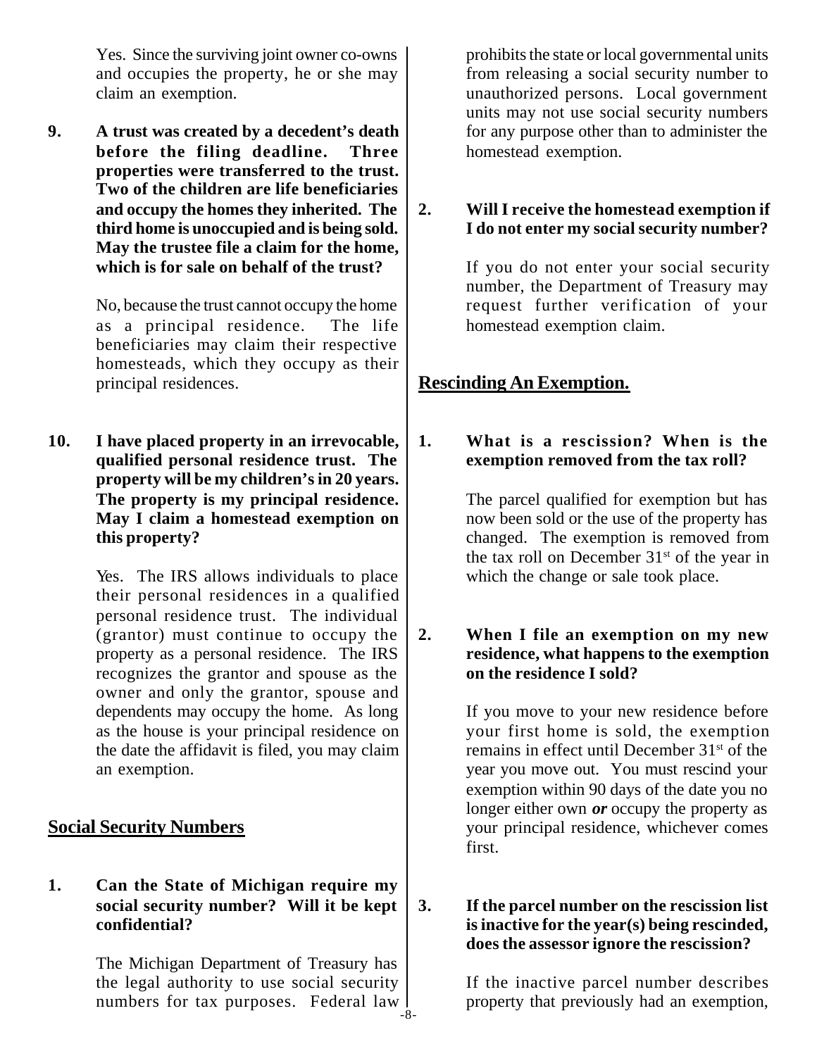Yes. Since the surviving joint owner co-owns and occupies the property, he or she may claim an exemption.

**9. A trust was created by a decedent's death before the filing deadline. Three properties were transferred to the trust. Two of the children are life beneficiaries and occupy the homes they inherited. The third home is unoccupied and is being sold. May the trustee file a claim for the home, which is for sale on behalf of the trust?**

No, because the trust cannot occupy the home as a principal residence. The life beneficiaries may claim their respective homesteads, which they occupy as their principal residences.

**10. I have placed property in an irrevocable, qualified personal residence trust. The property will be my children's in 20 years. The property is my principal residence. May I claim a homestead exemption on this property?**

Yes. The IRS allows individuals to place their personal residences in a qualified personal residence trust. The individual (grantor) must continue to occupy the property as a personal residence. The IRS recognizes the grantor and spouse as the owner and only the grantor, spouse and dependents may occupy the home. As long as the house is your principal residence on the date the affidavit is filed, you may claim an exemption.

## Social Security Numbers

**1. Can the State of Michigan require my social security number? Will it be kept confidential?**

The Michigan Department of Treasury has the legal authority to use social security numbers for tax purposes. Federal law prohibits the state or local governmental units from releasing a social security number to unauthorized persons. Local government units may not use social security numbers for any purpose other than to administer the homestead exemption.

**2. Will I receive the homestead exemption if I do not enter my social security number?**

If you do not enter your social security number, the Department of Treasury may request further verification of your homestead exemption claim.

## Rescinding An Exemption.

**1. What is a rescission? When is the exemption removed from the tax roll?**

The parcel qualified for exemption but has now been sold or the use of the property has changed. The exemption is removed from the tax roll on December 31st of the year in which the change or sale took place.

**2. When I file an exemption on my new residence, what happens to the exemption on the residence I sold?**

If you move to your new residence before your first home is sold, the exemption remains in effect until December 31st of the year you move out. You must rescind your exemption within 90 days of the date you no longer either own ***or*** occupy the property as your principal residence, whichever comes first.

**3. If the parcel number on the rescission list is inactive for the year(s) being rescinded, does the assessor ignore the rescission?**

If the inactive parcel number describes property that previously had an exemption,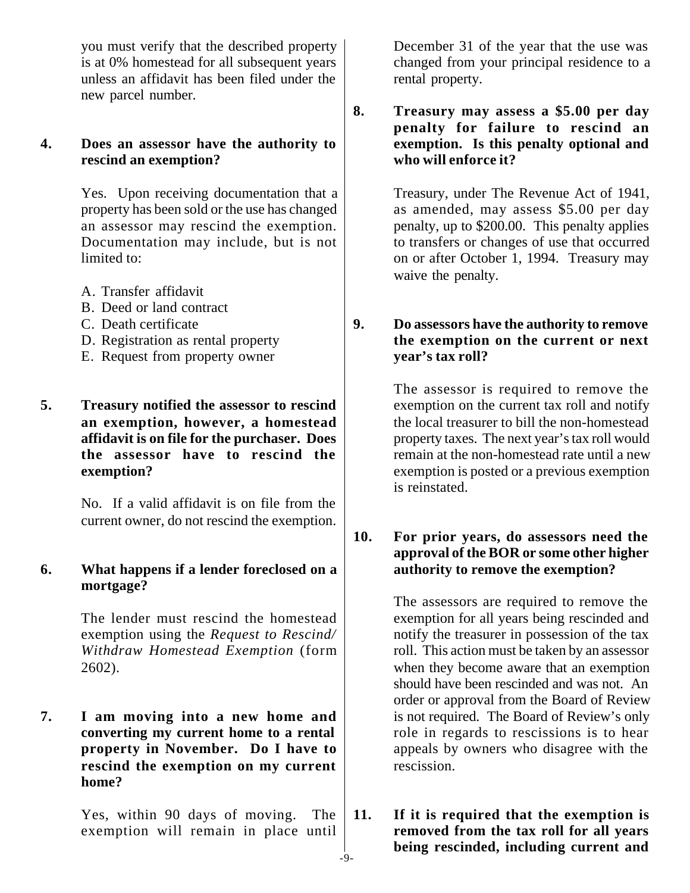you must verify that the described property is at 0% homestead for all subsequent years unless an affidavit has been filed under the new parcel number.

**4. Does an assessor have the authority to rescind an exemption?**

Yes. Upon receiving documentation that a property has been sold or the use has changed an assessor may rescind the exemption. Documentation may include, but is not limited to:

A. Transfer affidavit
B. Deed or land contract
C. Death certificate
D. Registration as rental property
E. Request from property owner

**5. Treasury notified the assessor to rescind an exemption, however, a homestead affidavit is on file for the purchaser. Does the assessor have to rescind the exemption?**

No. If a valid affidavit is on file from the current owner, do not rescind the exemption.

**6. What happens if a lender foreclosed on a mortgage?**

The lender must rescind the homestead exemption using the *Request to Rescind/ Withdraw Homestead Exemption* (form 2602).

**7. I am moving into a new home and converting my current home to a rental property in November. Do I have to rescind the exemption on my current home?**

Yes, within 90 days of moving. The exemption will remain in place until December 31 of the year that the use was changed from your principal residence to a rental property.

**8. Treasury may assess a $5.00 per day penalty for failure to rescind an exemption. Is this penalty optional and who will enforce it?**

Treasury, under The Revenue Act of 1941, as amended, may assess $5.00 per day penalty, up to $200.00. This penalty applies to transfers or changes of use that occurred on or after October 1, 1994. Treasury may waive the penalty.

**9. Do assessors have the authority to remove the exemption on the current or next year's tax roll?**

The assessor is required to remove the exemption on the current tax roll and notify the local treasurer to bill the non-homestead property taxes. The next year's tax roll would remain at the non-homestead rate until a new exemption is posted or a previous exemption is reinstated.

**10. For prior years, do assessors need the approval of the BOR or some other higher authority to remove the exemption?**

The assessors are required to remove the exemption for all years being rescinded and notify the treasurer in possession of the tax roll. This action must be taken by an assessor when they become aware that an exemption should have been rescinded and was not. An order or approval from the Board of Review is not required. The Board of Review's only role in regards to rescissions is to hear appeals by owners who disagree with the rescission.

**11. If it is required that the exemption is removed from the tax roll for all years being rescinded, including current and**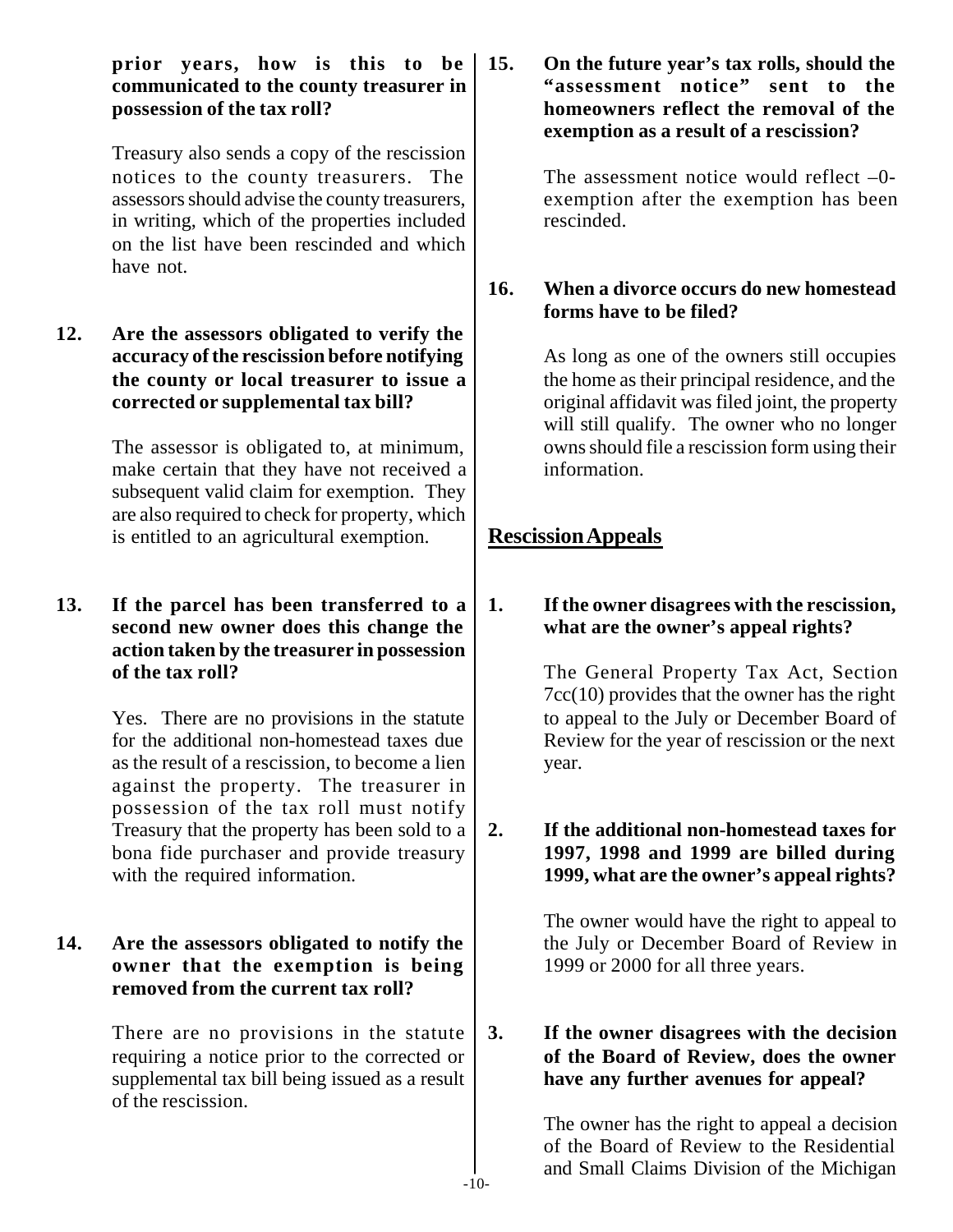**prior years, how is this to be communicated to the county treasurer in possession of the tax roll?**

Treasury also sends a copy of the rescission notices to the county treasurers. The assessors should advise the county treasurers, in writing, which of the properties included on the list have been rescinded and which have not.

**12. Are the assessors obligated to verify the accuracy of the rescission before notifying the county or local treasurer to issue a corrected or supplemental tax bill?**

The assessor is obligated to, at minimum, make certain that they have not received a subsequent valid claim for exemption. They are also required to check for property, which is entitled to an agricultural exemption.

**13. If the parcel has been transferred to a second new owner does this change the action taken by the treasurer in possession of the tax roll?**

Yes. There are no provisions in the statute for the additional non-homestead taxes due as the result of a rescission, to become a lien against the property. The treasurer in possession of the tax roll must notify Treasury that the property has been sold to a bona fide purchaser and provide treasury with the required information.

**14. Are the assessors obligated to notify the owner that the exemption is being removed from the current tax roll?**

There are no provisions in the statute requiring a notice prior to the corrected or supplemental tax bill being issued as a result of the rescission.

**15. On the future year's tax rolls, should the "assessment notice" sent to the homeowners reflect the removal of the exemption as a result of a rescission?**

The assessment notice would reflect –0- exemption after the exemption has been rescinded.

**16. When a divorce occurs do new homestead forms have to be filed?**

As long as one of the owners still occupies the home as their principal residence, and the original affidavit was filed joint, the property will still qualify. The owner who no longer owns should file a rescission form using their information.

## Rescission Appeals

**1. If the owner disagrees with the rescission, what are the owner's appeal rights?**

The General Property Tax Act, Section 7cc(10) provides that the owner has the right to appeal to the July or December Board of Review for the year of rescission or the next year.

**2. If the additional non-homestead taxes for 1997, 1998 and 1999 are billed during 1999, what are the owner's appeal rights?**

The owner would have the right to appeal to the July or December Board of Review in 1999 or 2000 for all three years.

**3. If the owner disagrees with the decision of the Board of Review, does the owner have any further avenues for appeal?**

The owner has the right to appeal a decision of the Board of Review to the Residential and Small Claims Division of the Michigan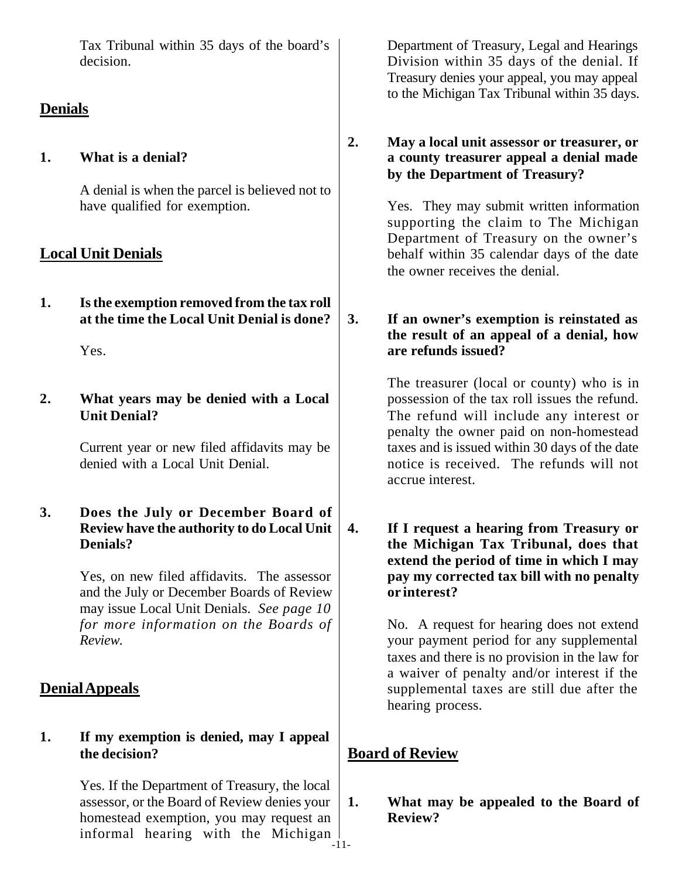Tax Tribunal within 35 days of the board's decision.

## Denials

**1. What is a denial?**

A denial is when the parcel is believed not to have qualified for exemption.

## Local Unit Denials

**1. Is the exemption removed from the tax roll at the time the Local Unit Denial is done?**

Yes.

**2. What years may be denied with a Local Unit Denial?**

Current year or new filed affidavits may be denied with a Local Unit Denial.

**3. Does the July or December Board of Review have the authority to do Local Unit Denials?**

Yes, on new filed affidavits. The assessor and the July or December Boards of Review may issue Local Unit Denials. *See page 10 for more information on the Boards of Review.*

## Denial Appeals

**1. If my exemption is denied, may I appeal the decision?**

Yes. If the Department of Treasury, the local assessor, or the Board of Review denies your homestead exemption, you may request an informal hearing with the Michigan Department of Treasury, Legal and Hearings Division within 35 days of the denial. If Treasury denies your appeal, you may appeal to the Michigan Tax Tribunal within 35 days.

**2. May a local unit assessor or treasurer, or a county treasurer appeal a denial made by the Department of Treasury?**

Yes. They may submit written information supporting the claim to The Michigan Department of Treasury on the owner's behalf within 35 calendar days of the date the owner receives the denial.

**3. If an owner's exemption is reinstated as the result of an appeal of a denial, how are refunds issued?**

The treasurer (local or county) who is in possession of the tax roll issues the refund. The refund will include any interest or penalty the owner paid on non-homestead taxes and is issued within 30 days of the date notice is received. The refunds will not accrue interest.

**4. If I request a hearing from Treasury or the Michigan Tax Tribunal, does that extend the period of time in which I may pay my corrected tax bill with no penalty or interest?**

No. A request for hearing does not extend your payment period for any supplemental taxes and there is no provision in the law for a waiver of penalty and/or interest if the supplemental taxes are still due after the hearing process.

## Board of Review

**1. What may be appealed to the Board of Review?**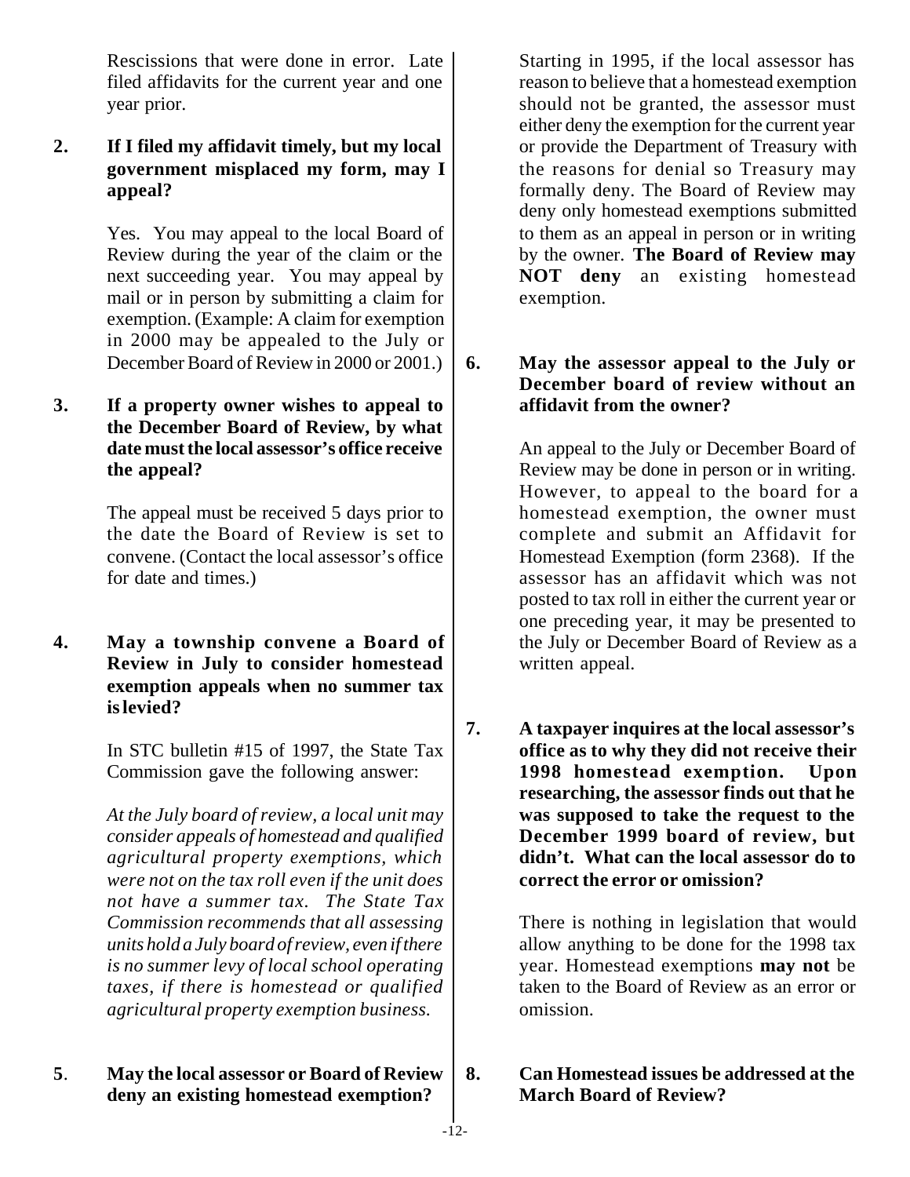Rescissions that were done in error. Late filed affidavits for the current year and one year prior.

**2. If I filed my affidavit timely, but my local government misplaced my form, may I appeal?**

Yes. You may appeal to the local Board of Review during the year of the claim or the next succeeding year. You may appeal by mail or in person by submitting a claim for exemption. (Example: A claim for exemption in 2000 may be appealed to the July or December Board of Review in 2000 or 2001.)

**3. If a property owner wishes to appeal to the December Board of Review, by what date must the local assessor's office receive the appeal?**

The appeal must be received 5 days prior to the date the Board of Review is set to convene. (Contact the local assessor's office for date and times.)

**4. May a township convene a Board of Review in July to consider homestead exemption appeals when no summer tax is levied?**

In STC bulletin #15 of 1997, the State Tax Commission gave the following answer:

*At the July board of review, a local unit may consider appeals of homestead and qualified agricultural property exemptions, which were not on the tax roll even if the unit does not have a summer tax. The State Tax Commission recommends that all assessing units hold a July board of review, even if there is no summer levy of local school operating taxes, if there is homestead or qualified agricultural property exemption business.*

**5. May the local assessor or Board of Review deny an existing homestead exemption?**

Starting in 1995, if the local assessor has reason to believe that a homestead exemption should not be granted, the assessor must either deny the exemption for the current year or provide the Department of Treasury with the reasons for denial so Treasury may formally deny. The Board of Review may deny only homestead exemptions submitted to them as an appeal in person or in writing by the owner. **The Board of Review may NOT deny** an existing homestead exemption.

**6. May the assessor appeal to the July or December board of review without an affidavit from the owner?**

An appeal to the July or December Board of Review may be done in person or in writing. However, to appeal to the board for a homestead exemption, the owner must complete and submit an Affidavit for Homestead Exemption (form 2368). If the assessor has an affidavit which was not posted to tax roll in either the current year or one preceding year, it may be presented to the July or December Board of Review as a written appeal.

**7. A taxpayer inquires at the local assessor's office as to why they did not receive their 1998 homestead exemption. Upon researching, the assessor finds out that he was supposed to take the request to the December 1999 board of review, but didn't. What can the local assessor do to correct the error or omission?**

There is nothing in legislation that would allow anything to be done for the 1998 tax year. Homestead exemptions **may not** be taken to the Board of Review as an error or omission.

**8. Can Homestead issues be addressed at the March Board of Review?**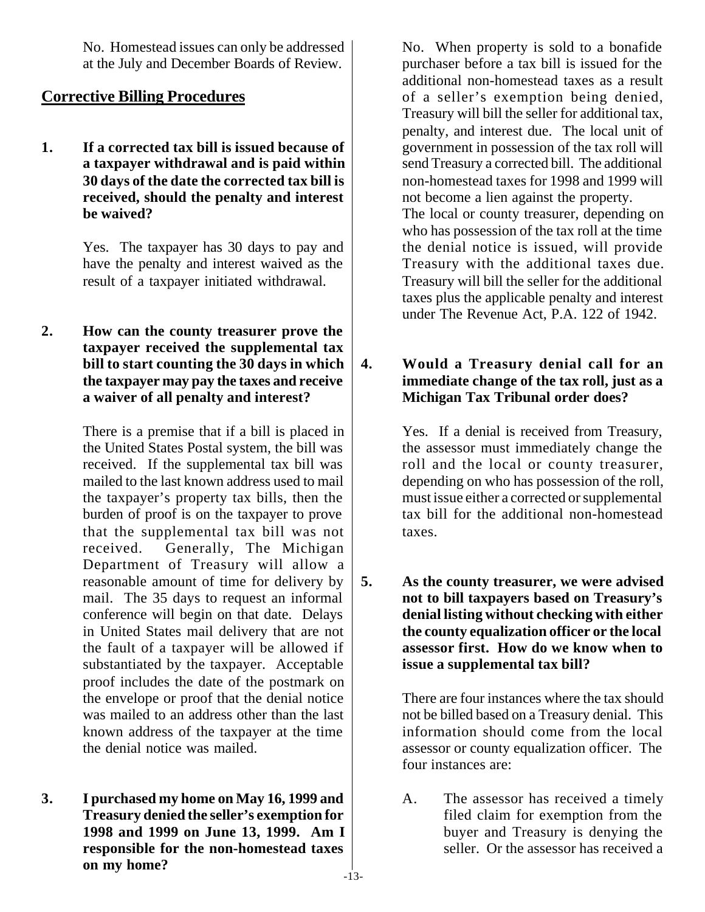No. Homestead issues can only be addressed at the July and December Boards of Review.

## Corrective Billing Procedures

**1. If a corrected tax bill is issued because of a taxpayer withdrawal and is paid within 30 days of the date the corrected tax bill is received, should the penalty and interest be waived?**

Yes. The taxpayer has 30 days to pay and have the penalty and interest waived as the result of a taxpayer initiated withdrawal.

**2. How can the county treasurer prove the taxpayer received the supplemental tax bill to start counting the 30 days in which the taxpayer may pay the taxes and receive a waiver of all penalty and interest?**

There is a premise that if a bill is placed in the United States Postal system, the bill was received. If the supplemental tax bill was mailed to the last known address used to mail the taxpayer's property tax bills, then the burden of proof is on the taxpayer to prove that the supplemental tax bill was not received. Generally, The Michigan Department of Treasury will allow a reasonable amount of time for delivery by mail. The 35 days to request an informal conference will begin on that date. Delays in United States mail delivery that are not the fault of a taxpayer will be allowed if substantiated by the taxpayer. Acceptable proof includes the date of the postmark on the envelope or proof that the denial notice was mailed to an address other than the last known address of the taxpayer at the time the denial notice was mailed.

**3. I purchased my home on May 16, 1999 and Treasury denied the seller's exemption for 1998 and 1999 on June 13, 1999. Am I responsible for the non-homestead taxes on my home?**

No. When property is sold to a bonafide purchaser before a tax bill is issued for the additional non-homestead taxes as a result of a seller's exemption being denied, Treasury will bill the seller for additional tax, penalty, and interest due. The local unit of government in possession of the tax roll will send Treasury a corrected bill. The additional non-homestead taxes for 1998 and 1999 will not become a lien against the property.
The local or county treasurer, depending on who has possession of the tax roll at the time the denial notice is issued, will provide Treasury with the additional taxes due. Treasury will bill the seller for the additional taxes plus the applicable penalty and interest under The Revenue Act, P.A. 122 of 1942.

**4. Would a Treasury denial call for an immediate change of the tax roll, just as a Michigan Tax Tribunal order does?**

Yes. If a denial is received from Treasury, the assessor must immediately change the roll and the local or county treasurer, depending on who has possession of the roll, must issue either a corrected or supplemental tax bill for the additional non-homestead taxes.

**5. As the county treasurer, we were advised not to bill taxpayers based on Treasury's denial listing without checking with either the county equalization officer or the local assessor first. How do we know when to issue a supplemental tax bill?**

There are four instances where the tax should not be billed based on a Treasury denial. This information should come from the local assessor or county equalization officer. The four instances are:

A. The assessor has received a timely filed claim for exemption from the buyer and Treasury is denying the seller. Or the assessor has received a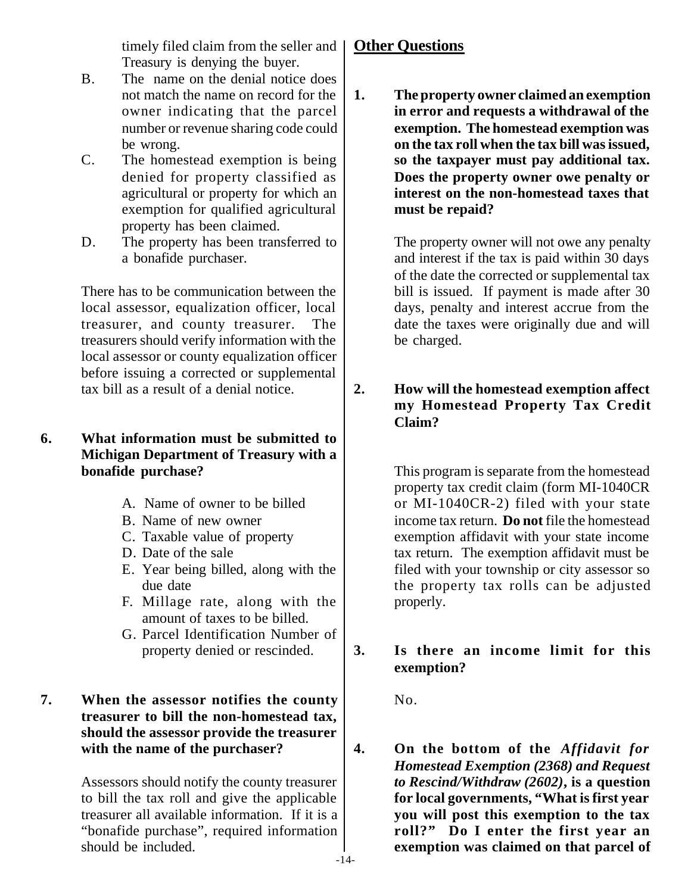timely filed claim from the seller and Treasury is denying the buyer.

B. The name on the denial notice does not match the name on record for the owner indicating that the parcel number or revenue sharing code could be wrong.

C. The homestead exemption is being denied for property classified as agricultural or property for which an exemption for qualified agricultural property has been claimed.

D. The property has been transferred to a bonafide purchaser.

There has to be communication between the local assessor, equalization officer, local treasurer, and county treasurer. The treasurers should verify information with the local assessor or county equalization officer before issuing a corrected or supplemental tax bill as a result of a denial notice.

**6. What information must be submitted to Michigan Department of Treasury with a bonafide purchase?**

A. Name of owner to be billed
B. Name of new owner
C. Taxable value of property
D. Date of the sale
E. Year being billed, along with the due date
F. Millage rate, along with the amount of taxes to be billed.
G. Parcel Identification Number of property denied or rescinded.

**7. When the assessor notifies the county treasurer to bill the non-homestead tax, should the assessor provide the treasurer with the name of the purchaser?**

Assessors should notify the county treasurer to bill the tax roll and give the applicable treasurer all available information. If it is a "bonafide purchase", required information should be included.

## Other Questions

**1. The property owner claimed an exemption in error and requests a withdrawal of the exemption. The homestead exemption was on the tax roll when the tax bill was issued, so the taxpayer must pay additional tax. Does the property owner owe penalty or interest on the non-homestead taxes that must be repaid?**

The property owner will not owe any penalty and interest if the tax is paid within 30 days of the date the corrected or supplemental tax bill is issued. If payment is made after 30 days, penalty and interest accrue from the date the taxes were originally due and will be charged.

**2. How will the homestead exemption affect my Homestead Property Tax Credit Claim?**

This program is separate from the homestead property tax credit claim (form MI-1040CR or MI-1040CR-2) filed with your state income tax return. **Do not** file the homestead exemption affidavit with your state income tax return. The exemption affidavit must be filed with your township or city assessor so the property tax rolls can be adjusted properly.

**3. Is there an income limit for this exemption?**

No.

**4. On the bottom of the *Affidavit for Homestead Exemption (2368) and Request to Rescind/Withdraw (2602)*, is a question for local governments, "What is first year you will post this exemption to the tax roll?" Do I enter the first year an exemption was claimed on that parcel of**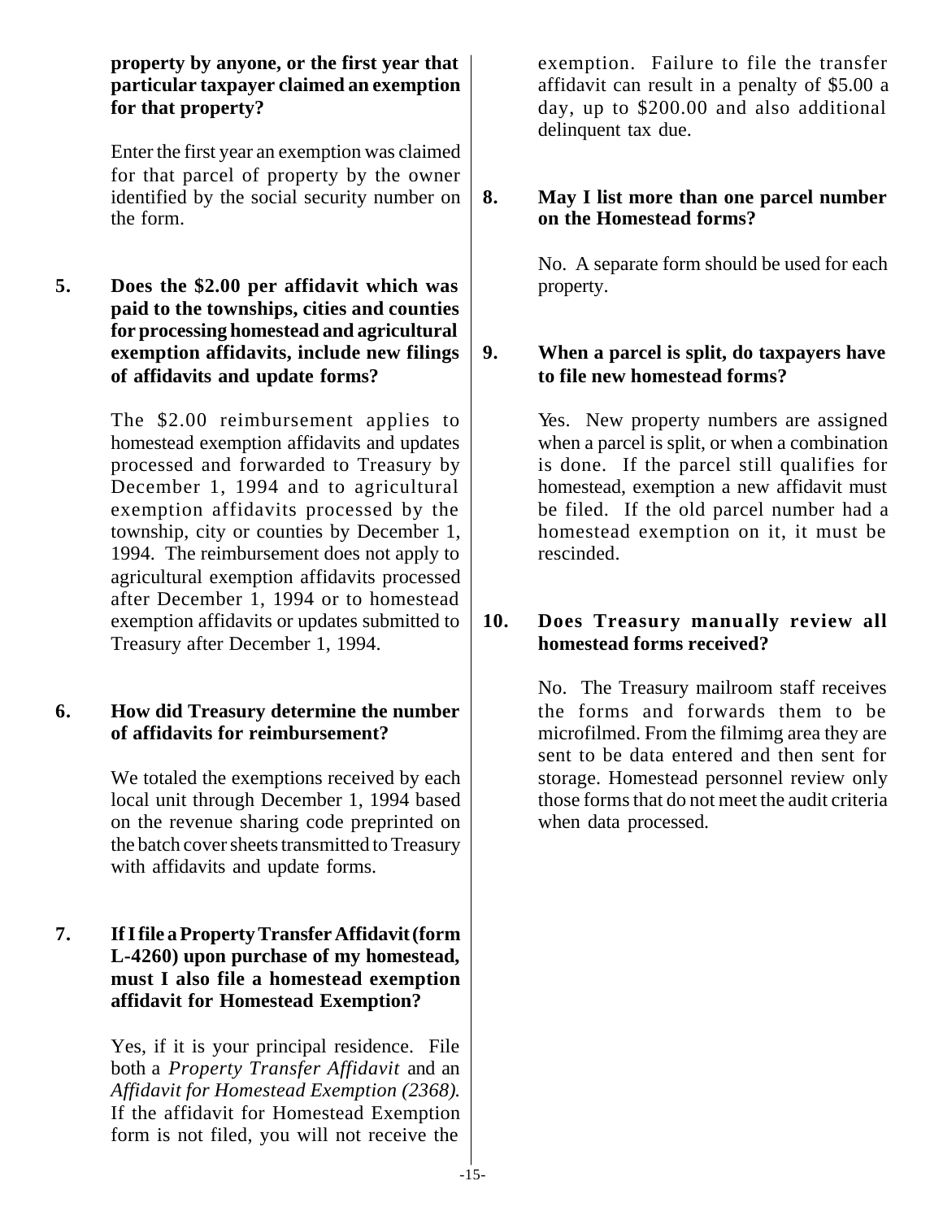**property by anyone, or the first year that particular taxpayer claimed an exemption for that property?**

Enter the first year an exemption was claimed for that parcel of property by the owner identified by the social security number on the form.

**5. Does the $2.00 per affidavit which was paid to the townships, cities and counties for processing homestead and agricultural exemption affidavits, include new filings of affidavits and update forms?**

The $2.00 reimbursement applies to homestead exemption affidavits and updates processed and forwarded to Treasury by December 1, 1994 and to agricultural exemption affidavits processed by the township, city or counties by December 1, 1994. The reimbursement does not apply to agricultural exemption affidavits processed after December 1, 1994 or to homestead exemption affidavits or updates submitted to Treasury after December 1, 1994.

**6. How did Treasury determine the number of affidavits for reimbursement?**

We totaled the exemptions received by each local unit through December 1, 1994 based on the revenue sharing code preprinted on the batch cover sheets transmitted to Treasury with affidavits and update forms.

**7. If I file a Property Transfer Affidavit (form L-4260) upon purchase of my homestead, must I also file a homestead exemption affidavit for Homestead Exemption?**

Yes, if it is your principal residence. File both a *Property Transfer Affidavit* and an *Affidavit for Homestead Exemption (2368).* If the affidavit for Homestead Exemption form is not filed, you will not receive the exemption. Failure to file the transfer affidavit can result in a penalty of $5.00 a day, up to $200.00 and also additional delinquent tax due.

**8. May I list more than one parcel number on the Homestead forms?**

No. A separate form should be used for each property.

**9. When a parcel is split, do taxpayers have to file new homestead forms?**

Yes. New property numbers are assigned when a parcel is split, or when a combination is done. If the parcel still qualifies for homestead, exemption a new affidavit must be filed. If the old parcel number had a homestead exemption on it, it must be rescinded.

**10. Does Treasury manually review all homestead forms received?**

No. The Treasury mailroom staff receives the forms and forwards them to be microfilmed. From the filmimg area they are sent to be data entered and then sent for storage. Homestead personnel review only those forms that do not meet the audit criteria when data processed.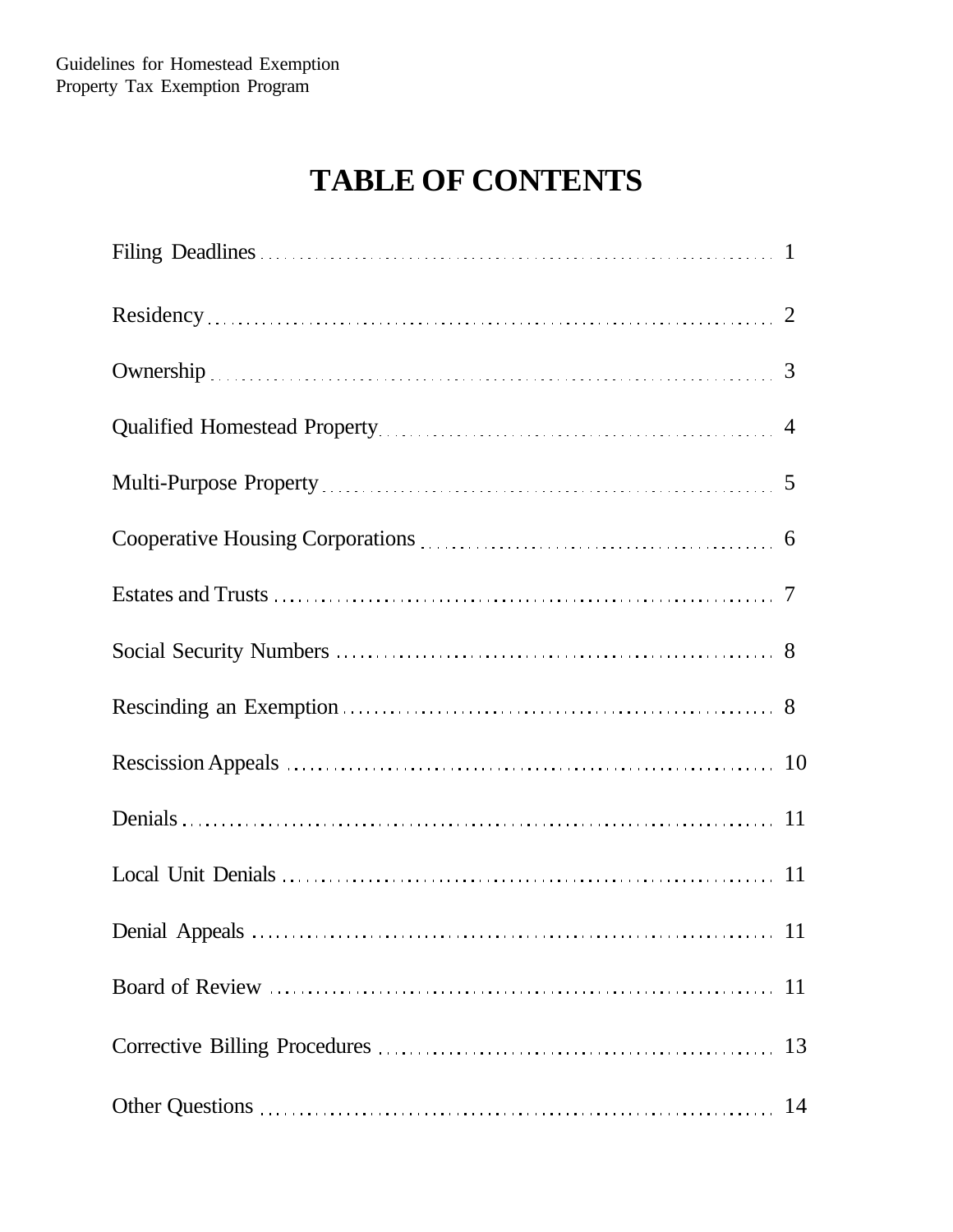# TABLE OF CONTENTS

| | |
|---|---|
| Filing Deadlines | 1 |
| Residency | 2 |
| Ownership | 3 |
| Qualified Homestead Property | 4 |
| Multi-Purpose Property | 5 |
| Cooperative Housing Corporations | 6 |
| Estates and Trusts | 7 |
| Social Security Numbers | 8 |
| Rescinding an Exemption | 8 |
| Rescission Appeals | 10 |
| Denials | 11 |
| Local Unit Denials | 11 |
| Denial Appeals | 11 |
| Board of Review | 11 |
| Corrective Billing Procedures | 13 |
| Other Questions | 14 |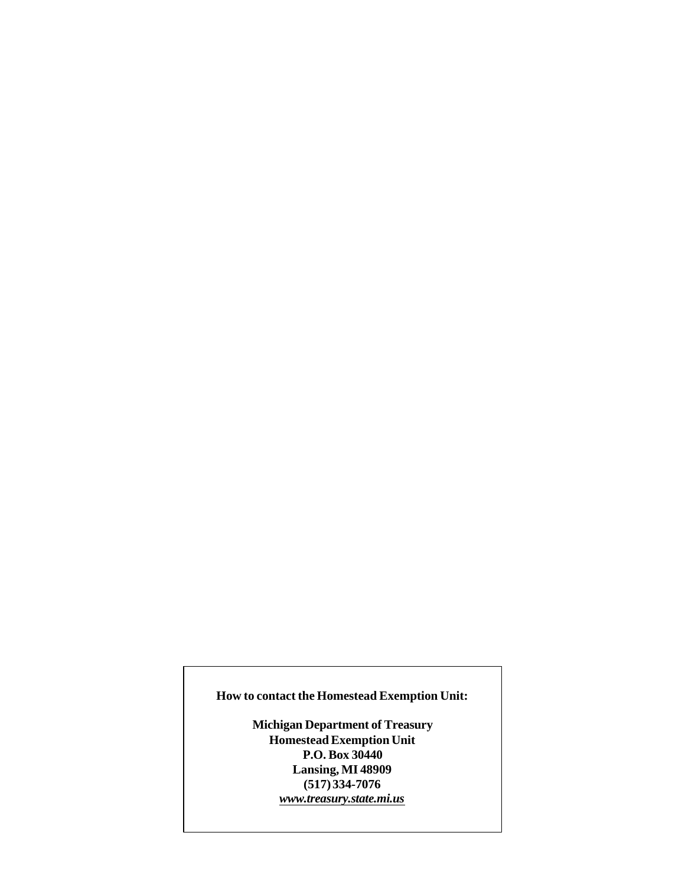**How to contact the Homestead Exemption Unit:**

**Michigan Department of Treasury**
**Homestead Exemption Unit**
**P.O. Box 30440**
**Lansing, MI 48909**
**(517) 334-7076**
***www.treasury.state.mi.us***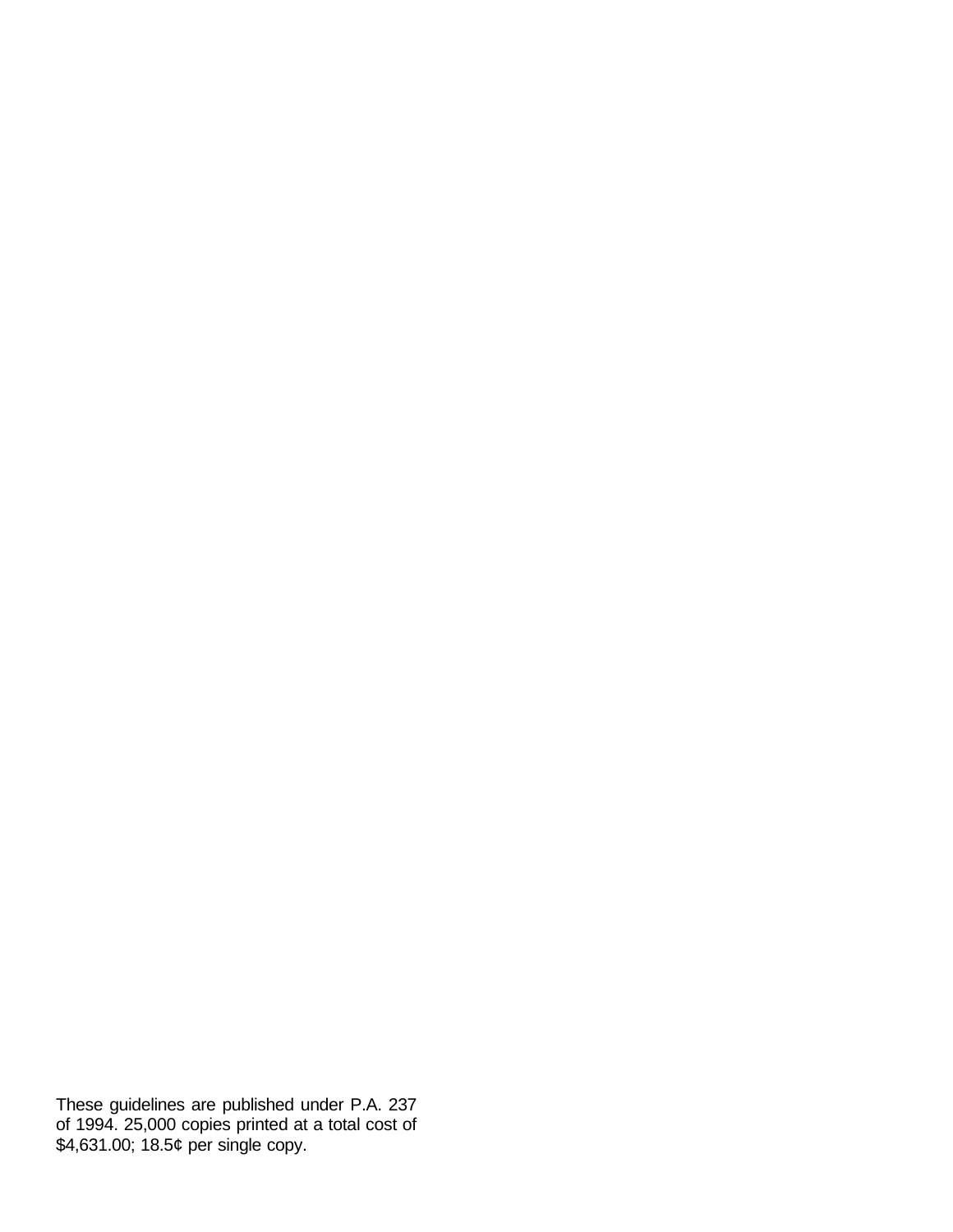These guidelines are published under P.A. 237 of 1994. 25,000 copies printed at a total cost of $4,631.00; 18.5¢ per single copy.